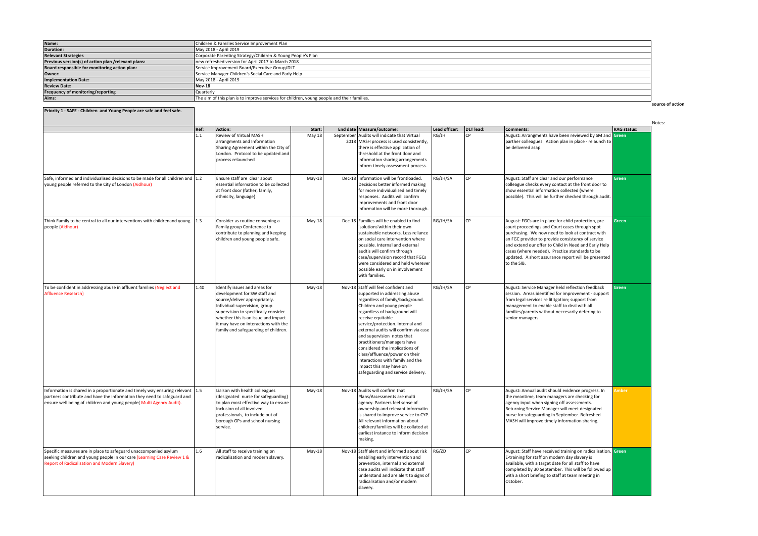| | |
|---|---|
| **Name:** | Children & Families Service Improvement Plan |
| **Duration:** | May 2018 - April 2019 |
| **Relevant Strategies** | Corporate Parenting Strategy/Children & Young People's Plan |
| **Previous version(s) of action plan /relevant plans:** | new refreshed version for April 2017 to March 2018 |
| **Board responsible for monitoring action plan:** | Service Improvement Board/Executive Group/DLT |
| **Owner:** | Service Manager Children's Social Care and Early Help |
| **Implementation Date:** | May 2018 - April 2019 |
| **Review Date:** | Nov-18 |
| **Frequency of monitoring/reporting** | Quarterly |
| **Aims:** | The aim of this plan is to improve services for children, young people and their families. |

**source of action**

Notes:

| Priority 1 - SAFE - Children and Young People are safe and feel safe. | Ref: | Action: | Start: | End date | Measure/outcome: | Lead officer: | DLT lead: | Comments: | RAG status: |
|---|---|---|---|---|---|---|---|---|---|
| | 1.1 | Review of Virtual MASH arrangments and Information Sharing Agreement within the City of London. Protocol to be updated and process relaunched | May 18 | September 2018 | Audits will indicate that Virtual MASH process is used consistently, there is effective application of threshold at the front door and information sharing arrangements inform timely assessment process. | RG/JH | CP | August: Arrangments have been reviewed by SM and parther colleagues. Action plan in place - relaunch to be delivered asap. | Green |
| Safe, informed and individualised decisions to be made for all children and young people referred to the City of London (Aidhour) | 1.2 | Ensure staff are clear about essential information to be collected at front door (father, family, ethnicity, language) | May-18 | Dec-18 | Information will be frontloaded. Decisions better informed making for more individualised and timely responses. Audits will confirm improvements and front door information will be more thorough. | RG/JH/SA | CP | August: Staff are clear and our performance colleague checks every contact at the front door to show essential information collected (where possible). This will be further checked through audit. | Green |
| Think Family to be central to all our interventions with childrenand young people (Aidhour) | 1.3 | Consider as routine convening a Family group Conference to contribute to planning and keeping children and young people safe. | May-18 | Dec-18 | Families will be enabled to find 'solutions'within their own sustainable networks. Less reliance on social care intervention where possible. Internal and external audtis will confirm through case/supervision record that FGCs were considered and held wherever possible early on in involvement with families. | RG/JH/SA | CP | August: FGCs are in place for child protection, pre-court proceedings and Court cases through spot purchasing. We now need to look at contract with an FGC provider to provide consistency of service and extend our offer to Child in Need and Early Help cases (where needed). Practice standards to be updated. A short assurance report will be presented to the SIB. | Green |
| To be confident in addressing abuse in affluent families (Neglect and Affluence Research) | 1.40 | Identify issues and areas for development for SW staff and source/deliver appropriately. Infividual supervision, group supervision to specifically consider whether this is an issue and impact it may have on interactions with the family and safeguarding of children. | May-18 | Nov-18 | Staff will feel confident and supported in addressing abuse regardless of family/background. Children and young people regardless of background will receive equitable service/protection. Internal and external audits will confirm via case and supervision notes that practitioners/managers have considered the implications of class/affluence/power on their interactions with family and the impact this may have on safeguarding and service delivery. | RG/JH/SA | CP | August: Service Manager held reflection feedback session. Areas identified for improvement - support from legal services re lititgation; support from management to enable staff to deal with all families/parents without neccesarily defering to senior managers | Green |
| Information is shared in a proportionate and timely way ensuring relevant partners contribute and have the information they need to safeguard and ensure well being of children and young people( Multi Agency Audit). | 1.5 | Liaison with health colleagues (designated nurse for safeguarding) to plan most effective way to ensure Inclusion of all involved professionals, to include out of borough GPs and school nursing service. | May-18 | Nov-18 | Audits will confirm that Plans/Assessments are multi agency. Partners feel sense of ownership and relevant informatin is shared to improve service to CYP. All relevant information about children/families will be collated at earliest instance to inform decision making. | RG/JH/SA | CP | August: Annual audit should evidence progress. In the meantime, team managers are checking for agency input when signing off assessments. Returning Service Manager will meet designated nurse for safeguarding in September. Refreshed MASH will improve timely information sharing. | Amber |
| Specific measures are in place to safeguard unaccompanied asylum seeking children and young people in our care (Learning Case Review 1 & Report of Radicalisation and Modern Slavery) | 1.6 | All staff to receive training on radicalisation and modern slavery. | May-18 | Nov-18 | Staff alert and informed about risk enabling early intervention and prevention, internal and external case audits will indicate that staff understand and are alert to signs of radicalisation and/or modern slavery. | RG/ZD | CP | August: Staff have received training on radicalisation. E-training for staff on modern day slavery is available, with a target date for all staff to have completed by 30 September. This will be followed up with a short briefing to staff at team meeting in October. | Green |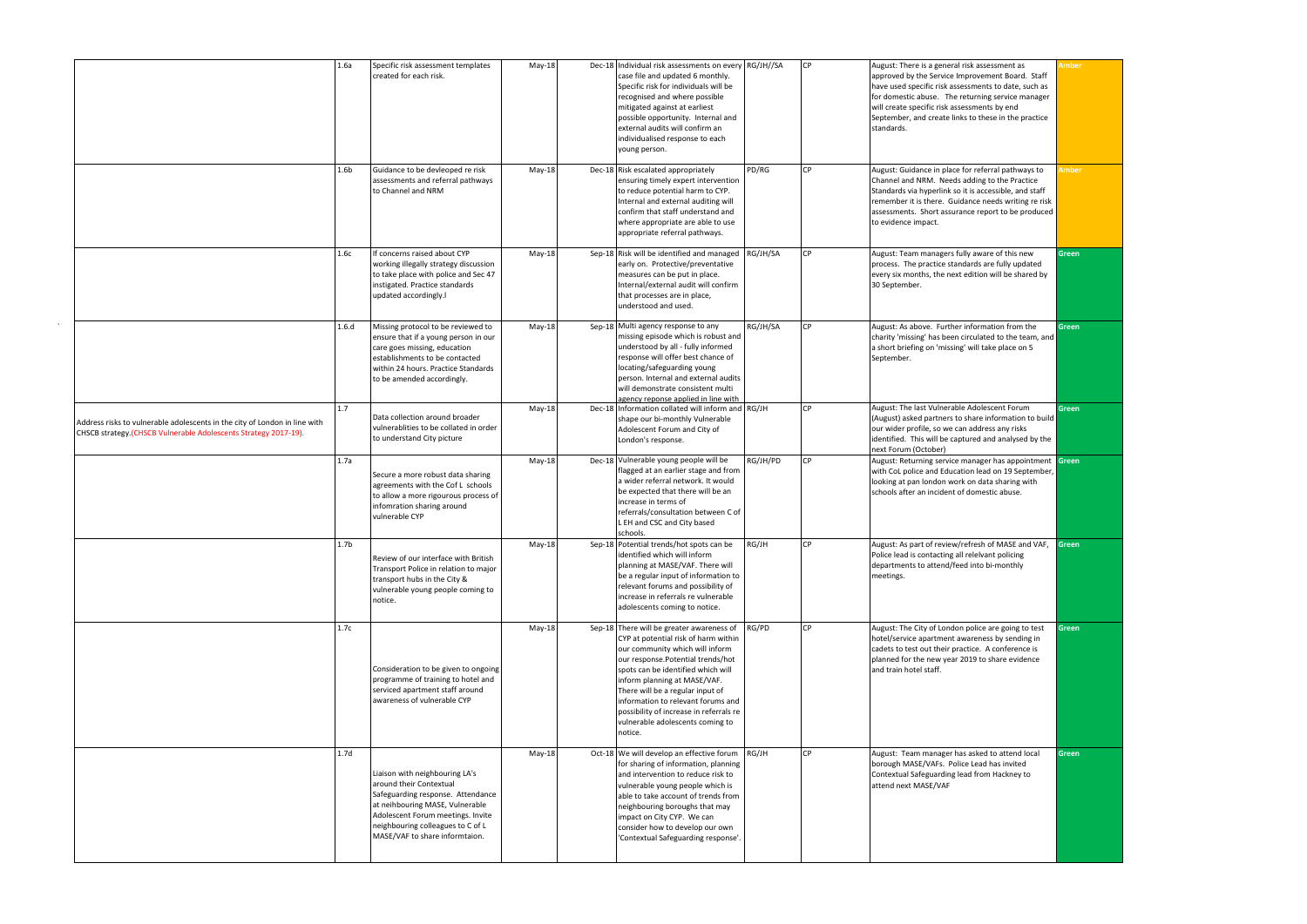| | | | | | | | | | |
|---|---|---|---|---|---|---|---|---|---|
| | 1.6a | Specific risk assessment templates created for each risk. | May-18 | Dec-18 | Individual risk assessments on every case file and updated 6 monthly. Specific risk for individuals will be recognised and where possible mitigated against at earliest possible opportunity. Internal and external audits will confirm an individualised response to each young person. | RG/JH//SA | CP | August: There is a general risk assessment as approved by the Service Improvement Board. Staff have used specific risk assessments to date, such as for domestic abuse. The returning service manager will create specific risk assessments by end September, and create links to these in the practice standards. | Amber |
| | 1.6b | Guidance to be devleoped re risk assessments and referral pathways to Channel and NRM | May-18 | Dec-18 | Risk escalated appropriately ensuring timely expert intervention to reduce potential harm to CYP. Internal and external auditing will confirm that staff understand and where appropriate are able to use appropriate referral pathways. | PD/RG | CP | August: Guidance in place for referral pathways to Channel and NRM. Needs adding to the Practice Standards via hyperlink so it is accessible, and staff remember it is there. Guidance needs writing re risk assessments. Short assurance report to be produced to evidence impact. | Amber |
| | 1.6c | If concerns raised about CYP working illegally strategy discussion to take place with police and Sec 47 instigated. Practice standards updated accordingly.l | May-18 | Sep-18 | Risk will be identified and managed early on. Protective/preventative measures can be put in place. Internal/external audit will confirm that processes are in place, understood and used. | RG/JH/SA | CP | August: Team managers fully aware of this new process. The practice standards are fully updated every six months, the next edition will be shared by 30 September. | Green |
| | 1.6.d | Missing protocol to be reviewed to ensure that if a young person in our care goes missing, education establishments to be contacted within 24 hours. Practice Standards to be amended accordingly. | May-18 | Sep-18 | Multi agency response to any missing episode which is robust and understood by all - fully informed response will offer best chance of locating/safeguarding young person. Internal and external audits will demonstrate consistent multi agency reponse applied in line with | RG/JH/SA | CP | August: As above. Further information from the charity 'missing' has been circulated to the team, and a short briefing on 'missing' will take place on 5 September. | Green |
| Address risks to vulnerable adolescents in the city of London in line with CHSCB strategy.(CHSCB Vulnerable Adolescents Strategy 2017-19). | 1.7 | Data collection around broader vulnerablities to be collated in order to understand City picture | May-18 | Dec-18 | Information collated will inform and shape our bi-monthly Vulnerable Adolescent Forum and City of London's response. | RG/JH | CP | August: The last Vulnerable Adolescent Forum (August) asked partners to share information to build our wider profile, so we can address any risks identified. This will be captured and analysed by the next Forum (October) | Green |
| | 1.7a | Secure a more robust data sharing agreements with the Cof L schools to allow a more rigourous process of infomration sharing around vulnerable CYP | May-18 | Dec-18 | Vulnerable young people will be flagged at an earlier stage and from a wider referral network. It would be expected that there will be an increase in terms of referrals/consultation between C of L EH and CSC and City based schools. | RG/JH/PD | CP | August: Returning service manager has appointment with CoL police and Education lead on 19 September, looking at pan london work on data sharing with schools after an incident of domestic abuse. | Green |
| | 1.7b | Review of our interface with British Transport Police in relation to major transport hubs in the City & vulnerable young people coming to notice. | May-18 | Sep-18 | Potential trends/hot spots can be identified which will inform planning at MASE/VAF. There will be a regular input of information to relevant forums and possibility of increase in referrals re vulnerable adolescents coming to notice. | RG/JH | CP | August: As part of review/refresh of MASE and VAF, Police lead is contacting all relelvant policing departments to attend/feed into bi-monthly meetings. | Green |
| | 1.7c | Consideration to be given to ongoing programme of training to hotel and serviced apartment staff around awareness of vulnerable CYP | May-18 | Sep-18 | There will be greater awareness of CYP at potential risk of harm within our community which will inform our response.Potential trends/hot spots can be identified which will inform planning at MASE/VAF. There will be a regular input of information to relevant forums and possibility of increase in referrals re vulnerable adolescents coming to notice. | RG/PD | CP | August: The City of London police are going to test hotel/service apartment awareness by sending in cadets to test out their practice. A conference is planned for the new year 2019 to share evidence and train hotel staff. | Green |
| | 1.7d | Liaison with neighbouring LA's around their Contextual Safeguarding response. Attendance at neihbouring MASE, Vulnerable Adolescent Forum meetings. Invite neighbouring colleagues to C of L MASE/VAF to share informtaion. | May-18 | Oct-18 | We will develop an effective forum for sharing of information, planning and intervention to reduce risk to vulnerable young people which is able to take account of trends from neighbouring boroughs that may impact on City CYP. We can consider how to develop our own 'Contextual Safeguarding response'. | RG/JH | CP | August: Team manager has asked to attend local borough MASE/VAFs. Police Lead has invited Contextual Safeguarding lead from Hackney to attend next MASE/VAF | Green |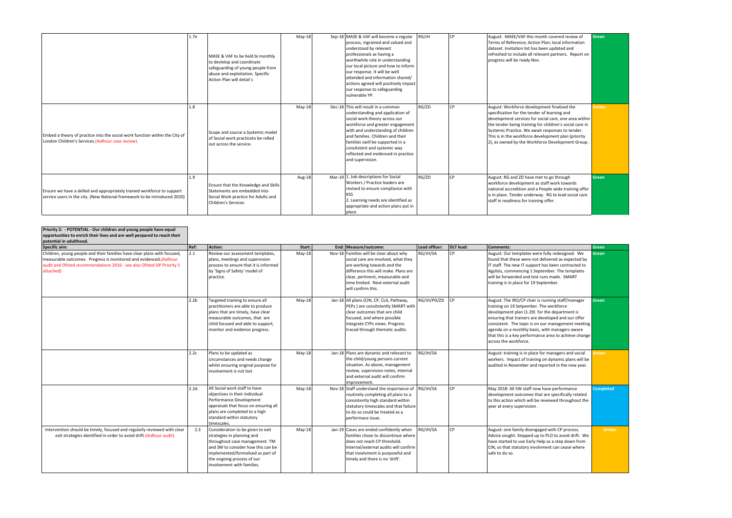| Specific aim: | Ref: | Action: | Start: | End: | Measure/outcome: | Lead officer: | DLT lead: | Comments: | |
|---|---|---|---|---|---|---|---|---|---|
| | 1.7e | MASE & VAF to be held bi monthly to devlelop and coordinate safeguarding of young people from abuse and exploitation. Specific Action Plan will detail s | May-18 | Sep-18 | MASE & VAF will become a regular process, ingrained and valued and understood by relevant professionals as having a worthwhile role in understanding our local picture and how to inform our response. It will be well attended and information shared/ actions agreed will positively impact our response to safeguarding vulnerable YP. | RG/JH | CP | August: MASE/VAF this month covered review of Terms of Reference; Action Plan; local information dataset. Invitation list has been updated and refreshed to include all relevant partners. Report on progress will be ready Nov. | Green |
| Embed a theory of practice into the social work function within the City of London Children's Services.(Aldhour case review). | 1.8 | Scope and source a Systemic model of Social work practiceto be rolled out across the service. | May-18 | Dec-18 | This will result in a common understanding and application of social work theory across our workforce and greater engagement with and understanding of children and families. Children and their families swill be supported in a consitstent and systemic way reflected and evidenced in practice and supervision. | RG/ZD | CP | August: Workforce development finalised the specification for the tender of learning and development services for social care, one area within the tender being training for children's social care in Systemic Practice. We await responses to tender. This is in the workforce development plan (priority 2), as owned by the Workforce Development Group. | Amber |
| Ensure we have a skilled and appropriately trained workforce to support service users in the city. (New National framework to be introduced 2020) | 1.9 | Ensure that the Knowledge and Skills Statements are embedded into Social Work practice for Adults and Children's Services | Aug-18 | Mar-19 | 1. Job descriptions for Social Workers / Practice leaders are revised to ensure compliance with KSS<br>2. Learning needs are identified as appropriate and action plans put in place. | RG/ZD | CP | August: RG and ZD have met to go through workforce development as staff work towards national accredition and a People wide training offer is in place. Tender underway. RG to lead social care staff in readiness for training offer. | Green |

| Priority 2: - POTENTIAL - Our children and young people have equal opportunities to enrich their lives and are well perpared to reach their potential in adulthood. | | | | | | | | | |
|---|---|---|---|---|---|---|---|---|---|
| **Specific aim:** | **Ref:** | **Action:** | **Start:** | **End:** | **Measure/outcome:** | **Lead officer:** | **DLT lead:** | **Comments:** | **Green** |
| Children, young people and their families have clear plans with focused, measurable outcomes. Progress is monitored and evidenced.(Aldhour audit and Ofsted recommendations 2016 - see also Ofsted SIP Priority 5 attached) | 2.1 | Review our assessment templates, plans, meetings and supervision process to ensure that it is informed by 'Signs of Safety' model of practice. | May-18 | Nov-18 | Families will be clear about why social care are involved, what they are working towards and the difference this will make. Plans are clear, pertinent, measurable and time limited. Next external audit will confirm this. | RG/JH/SA | CP | August: Our templates were fully redesigned. We found that these were not delivered as expected by IT staff. The new IT support has been contracted to Agylisis, commencing 1 September. The templates will be forwarded and test runs made. SMART training is in place for 19 September. | Green |
| | 2.2b | Targeted training to ensure all practitioners are able to produce plans that are timely, have clear measurable outcomes, that are child focused and able to support, monitor and evidence progress. | May-18 | Jan-18 | All plans (CIN, CP, CLA, Pathway, PEPs ) are consitstently SMART with clear outcomes that are child focused, and where possible integrate CYPs views. Progress traced through thematic audits. | RG/JH/PD/ZD | CP | August: The IRO/CP chair is running staff/manager training on 19 Setpember. The workforce development plan (1.29) for the department is ensuring that trainers are developed and our offer consistent. The topic is on our management meeting agenda on a monthly basis, with managers aware that this is a key performance area to achieve change across the workforce. | Green |
| | 2.2c | Plans to be updated as circumstances and needs change whilst ensuring original purpose for involvement is not lost | May-18 | Jan-18 | Plans are dynamic and relevant to the child/young persons current situation. As above, management review, supervision notes, internal and external audit will confirm improvement. | RG/JH/SA | | August: training is in place for managers and social workers. Impact of training on dynamic plans will be audited in November and reported in the new year. | Amber |
| | 2.2d | All Social work staff to have objectives in their individual Performance Development appraisals that focus on ensuring all plans are completed to a high standard within statutory timescales. | May-18 | Nov-18 | Staff understand the importance of routinely completing all plans to a consistently high standard within statutory timescales and that failure to do so could be treated as a performace issue. | RG/JH/SA | CP | May 2018: All SW staff now have performance development outcomes that are specifically related to this action which will be reveiwed throughout the year at every supervision . | Completed |
| Intervention should be timely, focused and regularly reviewed with clear exit strategies identified in order to avoid drift (Aldhour audit) | 2.3 | Consideration to be given to exit strategies in planning and throughout case management. TM and SM to consider how this can be implemented/formalised as part of the ongoing process of our involvement with families. | May-18 | Jan-19 | Cases are ended confidently when families chose to discontinue where does not reach CP threshold. Internal/external audits will confirm that involvment is purposeful and timely and there is no 'drift'. | RG/JH/SA | CP | August: one family disengaged with CP process. Advice sought. Stepped up to PLO to avoid drift. We have started to use Early Help as a step down from CIN, so that statutory involvment can cease where safe to do so. | Amber |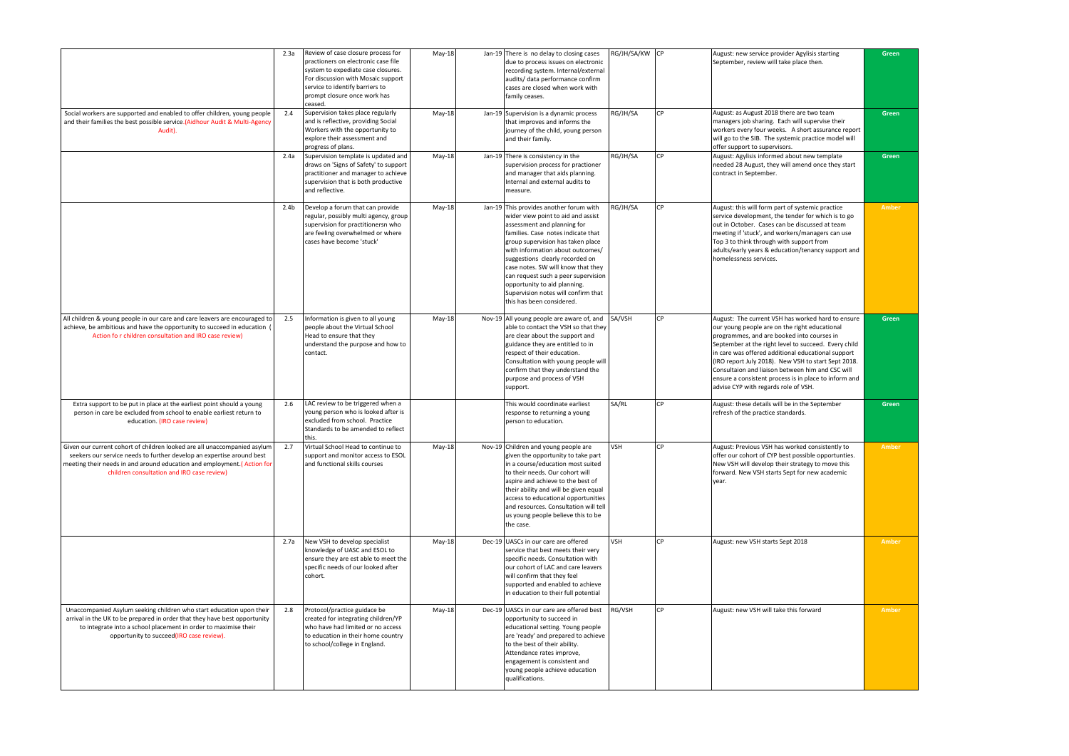|  |  |  |  |  |  |  |  |  |  |
|---|---|---|---|---|---|---|---|---|---|
|  | 2.3a | Review of case closure process for practioners on electronic case file system to expediate case closures. For discussion with Mosaic support service to identify barriers to prompt closure once work has ceased. | May-18 | Jan-19 | There is no delay to closing cases due to process issues on electronic recording system. Internal/external audits/ data performance confirm cases are closed when work with family ceases. | RG/JH/SA/KW | CP | August: new service provider Agylisis starting September, review will take place then. | Green |
| Social workers are supported and enabled to offer children, young people and their families the best possible service.(Aidhour Audit & Multi-Agency Audit). | 2.4 | Supervision takes place regularly and is reflective, providing Social Workers with the opportunity to explore their assessment and progress of plans. | May-18 | Jan-19 | Supervision is a dynamic process that improves and informs the journey of the child, young person and their family. | RG/JH/SA | CP | August: as August 2018 there are two team managers job sharing. Each will supervise their workers every four weeks. A short assurance report will go to the SIB. The systemic practice model will offer support to supervisors. | Green |
|  | 2.4a | Supervision template is updated and draws on 'Signs of Safety' to support practitioner and manager to achieve supervision that is both productive and reflective. | May-18 | Jan-19 | There is consistency in the supervision process for practioner and manager that aids planning. Internal and external audits to measure. | RG/JH/SA | CP | August: Agylisis informed about new template needed 28 August, they will amend once they start contract in September. | Green |
|  | 2.4b | Develop a forum that can provide regular, possibly multi agency, group supervision for practitionersn who are feeling overwhelmed or where cases have become 'stuck' | May-18 | Jan-19 | This provides another forum with wider view point to aid and assist assessment and planning for families. Case notes indicate that group supervision has taken place with information about outcomes/ suggestions clearly recorded on case notes. SW will know that they can request such a peer supervision opportunity to aid planning. Supervision notes will confirm that this has been considered. | RG/JH/SA | CP | August: this will form part of systemic practice service development, the tender for which is to go out in October. Cases can be discussed at team meeting if 'stuck', and workers/managers can use Top 3 to think through with support from adults/early years & education/tenancy support and homelessness services. | Amber |
| All children & young people in our care and care leavers are encouraged to achieve, be ambitious and have the opportunity to succeed in education ( Action fo r children consultation and IRO case review) | 2.5 | Information is given to all young people about the Virtual School Head to ensure that they understand the purpose and how to contact. | May-18 | Nov-19 | All young people are aware of, and able to contact the VSH so that they are clear about the support and guidance they are entitled to in respect of their education. Consultation with young people will confirm that they understand the purpose and process of VSH support. | SA/VSH | CP | August: The current VSH has worked hard to ensure our young people are on the right educational programmes, and are booked into courses in September at the right level to succeed. Every child in care was offered additional educational support (IRO report July 2018). New VSH to start Sept 2018. Consultaion and liaison between him and CSC will ensure a consistent process is in place to inform and advise CYP with regards role of VSH. | Green |
| Extra support to be put in place at the earliest point should a young person in care be excluded from school to enable earliest return to education. (IRO case review) | 2.6 | LAC review to be triggered when a young person who is looked after is excluded from school. Practice Standards to be amended to reflect this. |  |  | This would coordinate earliest response to returning a young person to education. | SA/RL | CP | August: these details will be in the September refresh of the practice standards. | Green |
| Given our current cohort of children looked are all unaccompanied asylum seekers our service needs to further develop an expertise around best meeting their needs in and around education and employment.( Action for children consultation and IRO case review) | 2.7 | Virtual School Head to continue to support and monitor access to ESOL and functional skills courses | May-18 | Nov-19 | Children and young people are given the opportunity to take part in a course/education most suited to their needs. Our cohort will aspire and achieve to the best of their ability and will be given equal access to educational opportunities and resources. Consultation will tell us young people believe this to be the case. | VSH | CP | August: Previous VSH has worked consistently to offer our cohort of CYP best possible opportunties. New VSH will develop their strategy to move this forward. New VSH starts Sept for new academic year. | Amber |
|  | 2.7a | New VSH to develop specialist knowledge of UASC and ESOL to ensure they are est able to meet the specific needs of our looked after cohort. | May-18 | Dec-19 | UASCs in our care are offered service that best meets their very specific needs. Consultation with our cohort of LAC and care leavers will confirm that they feel supported and enabled to achieve in education to their full potential | VSH | CP | August: new VSH starts Sept 2018 | Amber |
| Unaccompanied Asylum seeking children who start education upon their arrival in the UK to be prepared in order that they have best opportunity to integrate into a school placement in order to maximise their opportunity to succeed(IRO case review). | 2.8 | Protocol/practice guidace be created for integrating children/YP who have had limited or no access to education in their home country to school/college in England. | May-18 | Dec-19 | UASCs in our care are offered best opportunity to succeed in educational setting. Young people are 'ready' and prepared to achieve to the best of their ability. Attendance rates improve, engagement is consistent and young people achieve education qualifications. | RG/VSH | CP | August: new VSH will take this forward | Amber |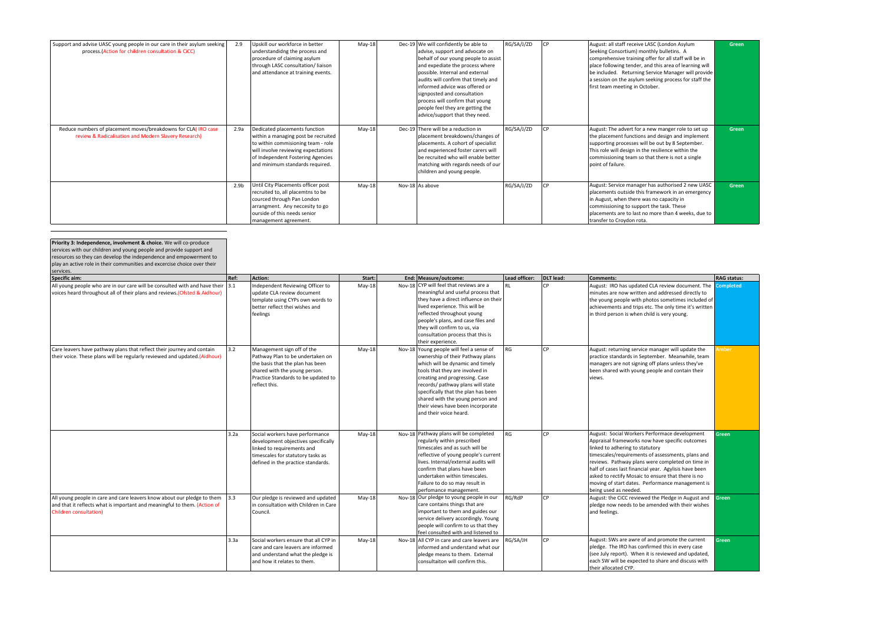| Specific aim: | Ref: | Action: | Start: | End: | Measure/outcome: | Lead officer: | DLT lead: | Comments: | RAG status: |
|---|---|---|---|---|---|---|---|---|---|
| Support and advise UASC young people in our care in their asylum seeking process.(Action for children consultation & CiCC) | 2.9 | Upskill our workforce in better understandidng the process and procedure of claiming asylum through LASC consultation/ liaison and attendance at training events. | May-18 | Dec-19 | We will confidently be able to advise, support and advocate on behalf of our young people to assist and expediate the process where possible. Internal and external audits will confirm that timely and informed advice was offered or signposted and consultation process will confirm that young people feel they are getting the advice/support that they need. | RG/SA/J/ZD | CP | August: all staff receive LASC (London Asylum Seeking Consortium) monthly bulletins. A comprehensive training offer for all staff will be in place following tender, and this area of learning will be included. Returning Service Manager will provide a session on the asylum seeking process for staff the first team meeting in October. | Green |
| Reduce numbers of placement moves/breakdowns for CLA( IRO case review & Radicalisation and Modern Slavery Research) | 2.9a | Dedicated placements function within a managing post be recruited to within commisioning team - role will involve reviewing expectations of Independent Fostering Agencies and minimum standards required. | May-18 | Dec-19 | There will be a reduction in placement breakdowns/changes of placements. A cohort of specialist and experienced foster carers will be recruited who will enable better matching with regards needs of our children and young people. | RG/SA/J/ZD | CP | August: The advert for a new manger role to set up the placement functions and design and implement supporting processes will be out by 8 September. This role will design in the resilience within the commissioning team so that there is not a single point of failure. | Green |
| | 2.9b | Until City Placements officer post recruited to, all placemtns to be cources through Pan London arrangment. Any neccesity to go ourside of this needs senior management agreement. | May-18 | Nov-18 | As above | RG/SA/J/ZD | CP | August: Service manager has authorised 2 new UASC placements outside this framework in an emergency in August, when there was no capacity in commissioning to support the task. These placements are to last no more than 4 weeks, due to transfer to Croydon rota. | Green |

**Priority 3: Independence, involvment & choice.** We will co-produce services with our children and young people and provide support and resources so they can develop the independence and empowerment to play an active role in their communities and excercise choice over their services.

| Specific aim: | Ref: | Action: | Start: | End: | Measure/outcome: | Lead officer: | DLT lead: | Comments: | RAG status: |
|---|---|---|---|---|---|---|---|---|---|
| All young people who are in our care will be consulted with and have their voices heard throughout all of their plans and reviews.(Ofsted & Aidhour) | 3.1 | Independent Reviewing Officer to update CLA review document template using CYPs own words to better reflect thei wishes and feelings | May-18 | Nov-18 | CYP will feel that reviews are a meaningful and useful process that they have a direct influence on their lived experience. This will be reflected throughout young people's plans, and case files and they will confirm to us, via consultation process that this is their experience. | RL | CP | August: IRO has updated CLA review document. The minutes are now written and addressed directly to the young people with photos sometimes included of achievements and trips etc. The only time it's written in third person is when child is very young. | Completed |
| Care leavers have pathway plans that reflect their journey and contain their voice. These plans will be regularly reviewed and updated.(Aidhour) | 3.2 | Management sign off of the Pathway Plan to be undertaken on the basis that the plan has been shared with the young person. Practice Standards to be updated to reflect this. | May-18 | Nov-18 | Young people will feel a sense of ownership of their Pathway plans which will be dynamic and timely tools that they are involved in creating and progressing. Case records/ pathway plans will state specifically that the plan has been shared with the young person and their views have been incorporate and their voice heard. | RG | CP | August: returning service manager will update the practice standards in September. Meanwhile, team managers are not signing off plans unless they've been shared with young people and contain their views. | Amber |
| | 3.2a | Social workers have performance development objectives specifically linked to requirements and timescales for statutory tasks as defined in the practice standards. | May-18 | Nov-18 | Pathway plans will be completed regularly within prescribed timescales and as such will be reflective of young people's current lives. Internal/external audits will confirm that plans have been undertaken within timescales. Failure to do so may result in perfomance management. | RG | CP | August: Social Workers Performace development Appraisal frameworks now have specific outcomes linked to adhering to statutory timescales/requirements of assessments, plans and reviews. Pathway plans were completed on time in half of cases last financial year. Agylisis have been asked to rectify Mosaic to ensure that there is no moving of start dates. Performance management is being used as needed. | Green |
| All young people in care and care leavers know about our pledge to them and that it reflects what is important and meaningful to them. (Action of Children consultation) | 3.3 | Our pledge is reviewed and updated in consultation with Children in Care Council. | May-18 | Nov-18 | Our pledge to young people in our care contains things that are important to them and guides our service delivery accordingly. Young people will confirm to us that they feel consulted with and listened to | RG/RdP | CP | August: the CiCC reviewed the Pledge in August and pledge now needs to be amended with their wishes and feelings. | Green |
| | 3.3a | Social workers ensure that all CYP in care and care leavers are informed and understand what the pledge is and how it relates to them. | May-18 | Nov-18 | All CYP in care and care leavers are informed and understand what our pledge means to them. External consultaiton will confirm this. | RG/SA/JH | CP | August: SWs are awre of and promote the current pledge. The IRO has confirmed this in every case (see July report). When it is reviewed and updated, each SW will be expected to share and discuss with their allocated CYP. | Green |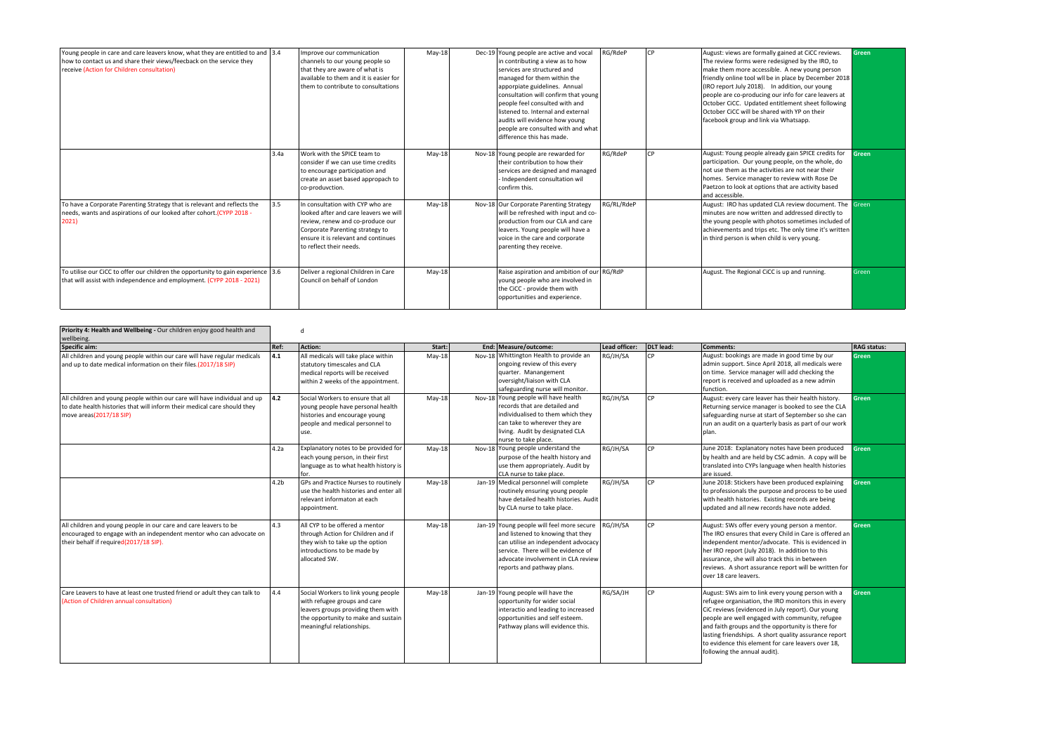| Specific aim: | Ref: | Action: | Start: | End: | Measure/outcome: | Lead officer: | DLT lead: | Comments: | RAG status: |
|---|---|---|---|---|---|---|---|---|---|
| Young people in care and care leavers know, what they are entitled to and how to contact us and share their views/feecback on the service they receive (Action for Children consultation) | 3.4 | Improve our communication channels to our young people so that they are aware of what is available to them and it is easier for them to contribute to consultations | May-18 | Dec-19 | Young people are active and vocal in contributing a view as to how services are structured and managed for them within the appropriate guidelines. Annual consultation will confirm that young people feel consulted with and listened to. Internal and external audits will evidence how young people are consulted with and what difference this has made. | RG/RdeP | CP | August: views are formally gained at CiCC reviews. The review forms were redesigned by the IRO, to make them more accessible. A new young person friendly online tool wll be in place by December 2018 (IRO report July 2018). In addition, our young people are co-producing our info for care leavers at October CiCC. Updated entitlement sheet following October CiCC will be shared with YP on their facebook group and link via Whatsapp. | Green |
| | 3.4a | Work with the SPICE team to consider if we can use time credits to encourage participation and create an asset based appropach to co-produvction. | May-18 | Nov-18 | Young people are rewarded for their contribution to how their services are designed and managed - Independent consultation wil confirm this. | RG/RdeP | CP | August: Young people already gain SPICE credits for participation. Our young people, on the whole, do not use them as the activities are not near their homes. Service manager to review with Rose De Paetzon to look at options that are activity based and accessible. | Green |
| To have a Corporate Parenting Strategy that is relevant and reflects the needs, wants and aspirations of our looked after cohort.(CYPP 2018 - 2021) | 3.5 | In consultation with CYP who are looked after and care leavers we will review, renew and co-produce our Corporate Parenting strategy to ensure it is relevant and continues to reflect their needs. | May-18 | Nov-18 | Our Corporate Parenting Strategy will be refreshed with input and co-production from our CLA and care leavers. Young people will have a voice in the care and corporate parenting they receive. | RG/RL/RdeP | | August: IRO has updated CLA review document. The minutes are now written and addressed directly to the young people with photos sometimes included of achievements and trips etc. The only time it's written in third person is when child is very young. | Green |
| To utilise our CiCC to offer our children the opportunity to gain experience that will assist with independence and employment. (CYPP 2018 - 2021) | 3.6 | Deliver a regional Children in Care Council on behalf of London | May-18 | | Raise aspiration and ambition of our young people who are involved in the CiCC - provide them with opportunities and experience. | RG/RdP | | August. The Regional CiCC is up and running. | Green |

**Priority 4: Health and Wellbeing -** Our children enjoy good health and wellbeing.

d

| Specific aim: | Ref: | Action: | Start: | End: | Measure/outcome: | Lead officer: | DLT lead: | Comments: | RAG status: |
|---|---|---|---|---|---|---|---|---|---|
| All children and young people within our care will have regular medicals and up to date medical information on their files.(2017/18 SIP) | **4.1** | All medicals will take place within statutory timescales and CLA medical reports will be received within 2 weeks of the appointment. | May-18 | Nov-18 | Whittington Health to provide an ongoing review of this every quarter. Manangement oversight/liaison with CLA safeguarding nurse will monitor. | RG/JH/SA | CP | August: bookings are made in good time by our admin support. Since April 2018, all medicals were on time. Service manager will add checking the report is received and uploaded as a new admin function. | Green |
| All children and young people within our care will have individual and up to date health histories that will inform their medical care should they move areas(2017/18 SIP) | **4.2** | Social Workers to ensure that all young people have personal health histories and encourage young people and medical personnel to use. | May-18 | Nov-18 | Young people will have health records that are detailed and individualised to them which they can take to wherever they are living. Audit by designated CLA nurse to take place. | RG/JH/SA | CP | August: every care leaver has their health history. Returning service manager is booked to see the CLA safeguarding nurse at start of September so she can run an audit on a quarterly basis as part of our work plan. | Green |
| | 4.2a | Explanatory notes to be provided for each young person, in their first language as to what health history is for. | May-18 | Nov-18 | Young people understand the purpose of the health history and use them appropriately. Audit by CLA nurse to take place. | RG/JH/SA | CP | June 2018: Explanatory notes have been produced by health and are held by CSC admin. A copy will be translated into CYPs language when health histories are issued. | Green |
| | 4.2b | GPs and Practice Nurses to routinely use the health histories and enter all relevant informaton at each appointment. | May-18 | Jan-19 | Medical personnel will complete routinely ensuring young people have detailed health histories. Audit by CLA nurse to take place. | RG/JH/SA | CP | June 2018: Stickers have been produced explaining to professionals the purpose and process to be used with health histories. Existing records are being updated and all new records have note added. | Green |
| All children and young people in our care and care leavers to be encouraged to engage with an independent mentor who can advocate on their behalf if required(2017/18 SIP). | 4.3 | All CYP to be offered a mentor through Action for Children and if they wish to take up the option introductions to be made by allocated SW. | May-18 | Jan-19 | Young people will feel more secure and listened to knowing that they can utilise an independent advocacy service. There will be evidence of advocate involvement in CLA review reports and pathway plans. | RG/JH/SA | CP | August: SWs offer every young person a mentor. The IRO ensures that every Child in Care is offered an independent mentor/advocate. This is evidenced in her IRO report (July 2018). In addition to this assurance, she will also track this in between reviews. A short assurance report will be written for over 18 care leavers. | Green |
| Care Leavers to have at least one trusted friend or adult they can talk to (Action of Children annual consultation) | 4.4 | Social Workers to link young people with refugee groups and care leavers groups providing them with the opportunity to make and sustain meaningful relationships. | May-18 | Jan-19 | Young people will have the opportunity for wider social interactio and leading to increased opportunities and self esteem. Pathway plans will evidence this. | RG/SA/JH | CP | August: SWs aim to link every young person with a refugee organisation, the IRO monitors this in every CiC reviews (evidenced in July report). Our young people are well engaged with community, refugee and faith groups and the opportunity is there for lasting friendships. A short quality assurance report to evidence this element for care leavers over 18, following the annual audit). | Green |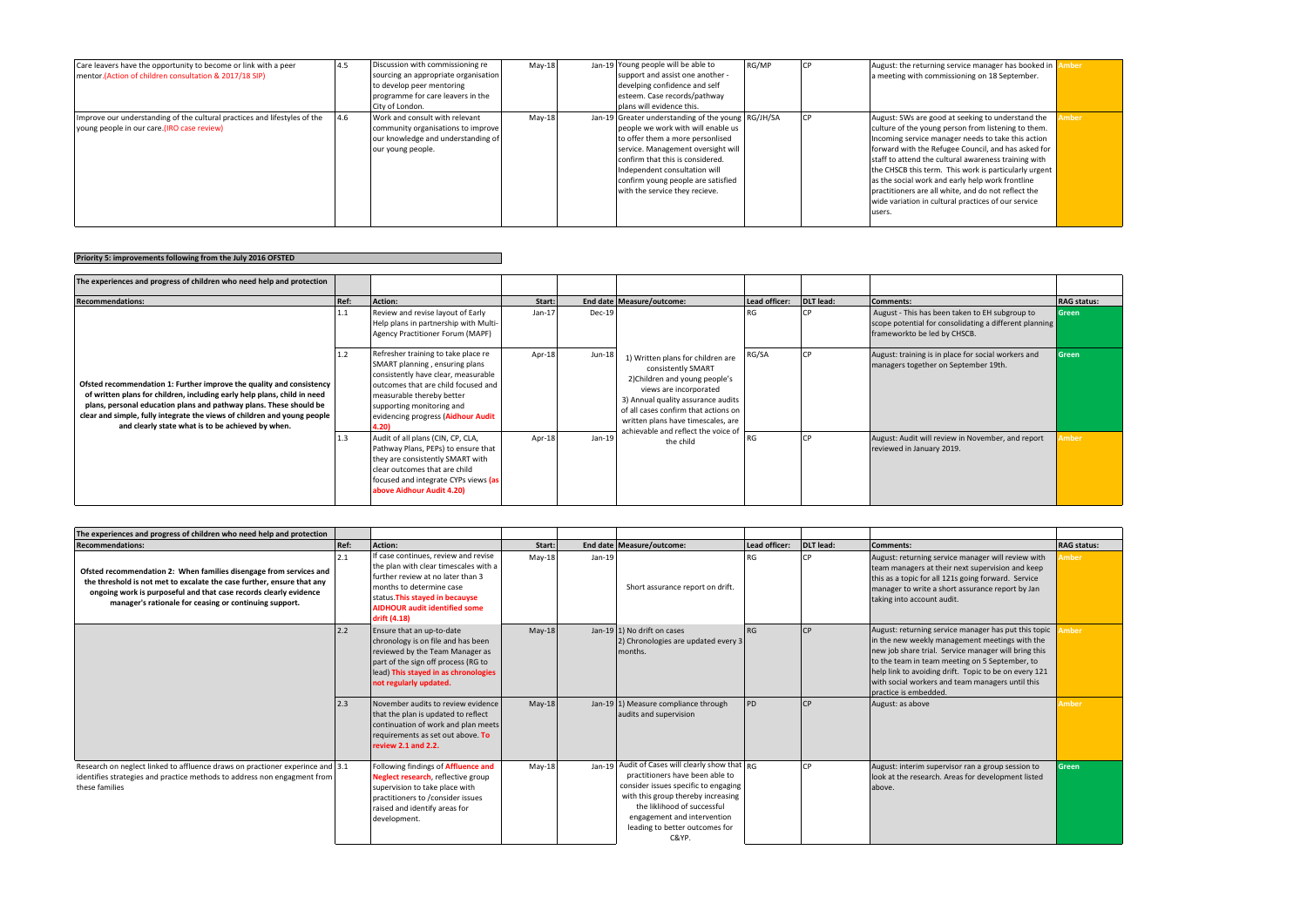| | | | | | | | | | |
|---|---|---|---|---|---|---|---|---|---|
| Care leavers have the opportunity to become or link with a peer mentor.(Action of children consultation & 2017/18 SIP) | 4.5 | Discussion with commissioning re sourcing an appropriate organisation to develop peer mentoring programme for care leavers in the City of London. | May-18 | Jan-19 | Young people will be able to support and assist one another - develping confidence and self esteem. Case records/pathway plans will evidence this. | RG/MP | CP | August: the returning service manager has booked in a meeting with commissioning on 18 September. | Amber |
| Improve our understanding of the cultural practices and lifestyles of the young people in our care.(IRO case review) | 4.6 | Work and consult with relevant community organisations to improve our knowledge and understanding of our young people. | May-18 | Jan-19 | Greater understanding of the young people we work with will enable us to offer them a more personlised service. Management oversight will confirm that this is considered. Independent consultation will confirm young people are satisfied with the service they recieve. | RG/JH/SA | CP | August: SWs are good at seeking to understand the culture of the young person from listening to them. Incoming service manager needs to take this action forward with the Refugee Council, and has asked for staff to attend the cultural awareness training with the CHSCB this term. This work is particularly urgent as the social work and early help work frontline practitioners are all white, and do not reflect the wide variation in cultural practices of our service users. | Amber |

**Priority 5: improvements following from the July 2016 OFSTED**

| The experiences and progress of children who need help and protection | | | | | | | | | |
|---|---|---|---|---|---|---|---|---|---|
| **Recommendations:** | **Ref:** | **Action:** | **Start:** | **End date** | **Measure/outcome:** | **Lead officer:** | **DLT lead:** | **Comments:** | **RAG status:** |
| Ofsted recommendation 1: Further improve the quality and consistency of written plans for children, including early help plans, child in need plans, personal education plans and pathway plans. These should be clear and simple, fully integrate the views of children and young people and clearly state what is to be achieved by when. | 1.1 | Review and revise layout of Early Help plans in partnership with Multi-Agency Practitioner Forum (MAPF) | Jan-17 | Dec-19 | 1) Written plans for children are consistently SMART 2)Children and young people's views are incorporated 3) Annual quality assurance audits of all cases confirm that actions on written plans have timescales, are achievable and reflect the voice of the child | RG | CP | August - This has been taken to EH subgroup to scope potential for consolidating a different planning frameworkto be led by CHSCB. | Green |
| | 1.2 | Refresher training to take place re SMART planning , ensuring plans consistently have clear, measurable outcomes that are child focused and measurable thereby better supporting monitoring and evidencing progress (Aidhour Audit 4.20) | Apr-18 | Jun-18 | | RG/SA | CP | August: training is in place for social workers and managers together on September 19th. | Green |
| | 1.3 | Audit of all plans (CIN, CP, CLA, Pathway Plans, PEPs) to ensure that they are consistently SMART with clear outcomes that are child focused and integrate CYPs views (as above Aidhour Audit 4.20) | Apr-18 | Jan-19 | | RG | CP | August: Audit will review in November, and report reviewed in January 2019. | Amber |

| The experiences and progress of children who need help and protection | | | | | | | | | |
|---|---|---|---|---|---|---|---|---|---|
| **Recommendations:** | **Ref:** | **Action:** | **Start:** | **End date** | **Measure/outcome:** | **Lead officer:** | **DLT lead:** | **Comments:** | **RAG status:** |
| Ofsted recommendation 2: When families disengage from services and the threshold is not met to excalate the case further, ensure that any ongoing work is purposeful and that case records clearly evidence manager's rationale for ceasing or continuing support. | 2.1 | If case continues, review and revise the plan with clear timescales with a further review at no later than 3 months to determine case status.This stayed in becauyse AIDHOUR audit identified some drift (4.18) | May-18 | Jan-19 | Short assurance report on drift. | RG | CP | August: returning service manager will review with team managers at their next supervision and keep this as a topic for all 121s going forward. Service manager to write a short assurance report by Jan taking into account audit. | Amber |
| | 2.2 | Ensure that an up-to-date chronology is on file and has been reviewed by the Team Manager as part of the sign off process (RG to lead) This stayed in as chronologies not regularly updated. | May-18 | Jan-19 | 1) No drift on cases 2) Chronologies are updated every 3 months. | RG | CP | August: returning service manager has put this topic in the new weekly management meetings with the new job share trial. Service manager will bring this to the team in team meeting on 5 September, to help link to avoiding drift. Topic to be on every 121 with social workers and team managers until this practice is embedded. | Amber |
| | 2.3 | November audits to review evidence that the plan is updated to reflect continuation of work and plan meets requirements as set out above. To review 2.1 and 2.2. | May-18 | Jan-19 | 1) Measure compliance through audits and supervision | PD | CP | August: as above | Amber |
| Research on neglect linked to affluence draws on practioner experince and identifies strategies and practice methods to address non engagment from these families | 3.1 | Following findings of Affluence and Neglect research, reflective group supervision to take place with practitioners to /consider issues raised and identify areas for development. | May-18 | Jan-19 | Audit of Cases will clearly show that practitioners have been able to consider issues specific to engaging with this group thereby increasing the liklihood of successful engagement and intervention leading to better outcomes for C&YP. | RG | CP | August: interim supervisor ran a group session to look at the research. Areas for development listed above. | Green |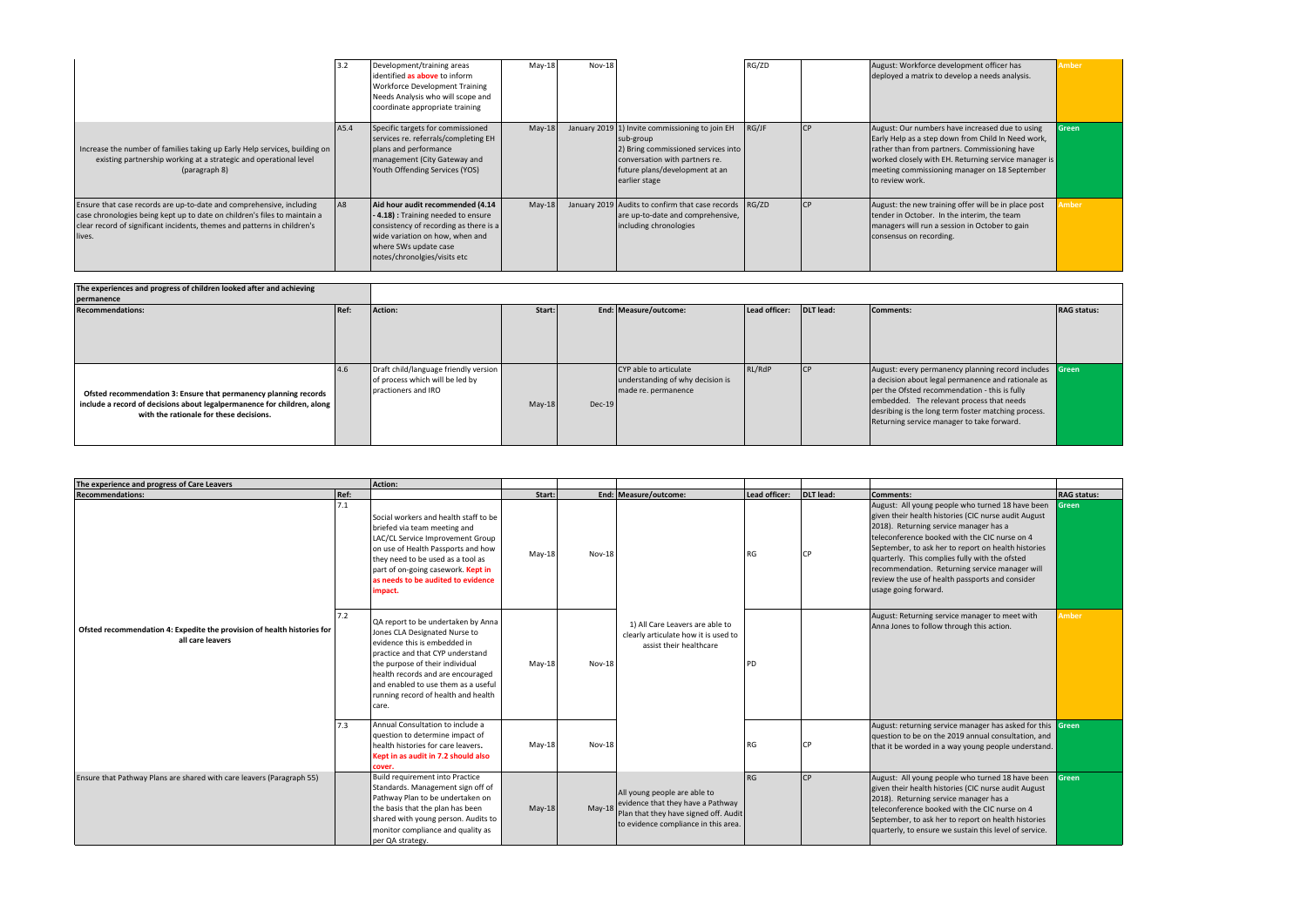| | Ref: | Action: | Start: | End: | Measure/outcome: | Lead officer: | DLT lead: | Comments: | RAG status: |
|---|---|---|---|---|---|---|---|---|---|
| | 3.2 | Development/training areas identified **as above** to inform Workforce Development Training Needs Analysis who will scope and coordinate appropriate training | May-18 | Nov-18 | | RG/ZD | | August: Workforce development officer has deployed a matrix to develop a needs analysis. | Amber |
| Increase the number of families taking up Early Help services, building on existing partnership working at a strategic and operational level (paragraph 8) | A5.4 | Specific targets for commissioned services re. referrals/completing EH plans and performance management (City Gateway and Youth Offending Services (YOS) | May-18 | January 2019 | 1) Invite commissioning to join EH sub-group<br>2) Bring commissioned services into conversation with partners re. future plans/development at an earlier stage | RG/JF | CP | August: Our numbers have increased due to using Early Help as a step down from Child In Need work, rather than from partners. Commissioning have worked closely with EH. Returning service manager is meeting commissioning manager on 18 September to review work. | Green |
| Ensure that case records are up-to-date and comprehensive, including case chronologies being kept up to date on children's files to maintain a clear record of significant incidents, themes and patterns in children's lives. | A8 | **Aid hour audit recommended (4.14 - 4.18) :** Training needed to ensure consistency of recording as there is a wide variation on how, when and where SWs update case notes/chronolgies/visits etc | May-18 | January 2019 | Audits to confirm that case records are up-to-date and comprehensive, including chronologies | RG/ZD | CP | August: the new training offer will be in place post tender in October. In the interim, the team managers will run a session in October to gain consensus on recording. | Amber |

**The experiences and progress of children looked after and achieving permanence**

| Recommendations: | Ref: | Action: | Start: | End: | Measure/outcome: | Lead officer: | DLT lead: | Comments: | RAG status: |
|---|---|---|---|---|---|---|---|---|---|
| **Ofsted recommendation 3: Ensure that permanency planning records include a record of decisions about legalpermanence for children, along with the rationale for these decisions.** | 4.6 | Draft child/language friendly version of process which will be led by practioners and IRO | May-18 | Dec-19 | CYP able to articulate understanding of why decision is made re. permanence | RL/RdP | CP | August: every permanency planning record includes a decision about legal permanence and rationale as per the Ofsted recommendation - this is fully embedded. The relevant process that needs desribing is the long term foster matching process. Returning service manager to take forward. | Green |

**The experience and progress of Care Leavers**

| Recommendations: | Ref: | Action: | Start: | End: | Measure/outcome: | Lead officer: | DLT lead: | Comments: | RAG status: |
|---|---|---|---|---|---|---|---|---|---|
| Ofsted recommendation 4: Expedite the provision of health histories for all care leavers | 7.1 | Social workers and health staff to be briefed via team meeting and LAC/CL Service Improvement Group on use of Health Passports and how they need to be used as a tool as part of on-going casework. **Kept in as needs to be audited to evidence impact.** | May-18 | Nov-18 | 1) All Care Leavers are able to clearly articulate how it is used to assist their healthcare | RG | CP | August: All young people who turned 18 have been given their health histories (CIC nurse audit August 2018). Returning service manager has a teleconference booked with the CIC nurse on 4 September, to ask her to report on health histories quarterly. This complies fully with the ofsted recommendation. Returning service manager will review the use of health passports and consider usage going forward. | Green |
| | 7.2 | QA report to be undertaken by Anna Jones CLA Designated Nurse to evidence this is embedded in practice and that CYP understand the purpose of their individual health records and are encouraged and enabled to use them as a useful running record of health and health care. | May-18 | Nov-18 | | PD | | August: Returning service manager to meet with Anna Jones to follow through this action. | Amber |
| | 7.3 | Annual Consultation to include a question to determine impact of health histories for care leavers. **Kept in as audit in 7.2 should also cover.** | May-18 | Nov-18 | | RG | CP | August: returning service manager has asked for this question to be on the 2019 annual consultation, and that it be worded in a way young people understand. | Green |
| Ensure that Pathway Plans are shared with care leavers (Paragraph 55) | | Build requirement into Practice Standards. Management sign off of Pathway Plan to be undertaken on the basis that the plan has been shared with young person. Audits to monitor compliance and quality as per QA strategy. | May-18 | May-18 | All young people are able to evidence that they have a Pathway Plan that they have signed off. Audit to evidence compliance in this area. | RG | CP | August: All young people who turned 18 have been given their health histories (CIC nurse audit August 2018). Returning service manager has a teleconference booked with the CIC nurse on 4 September, to ask her to report on health histories quarterly, to ensure we sustain this level of service. | Green |